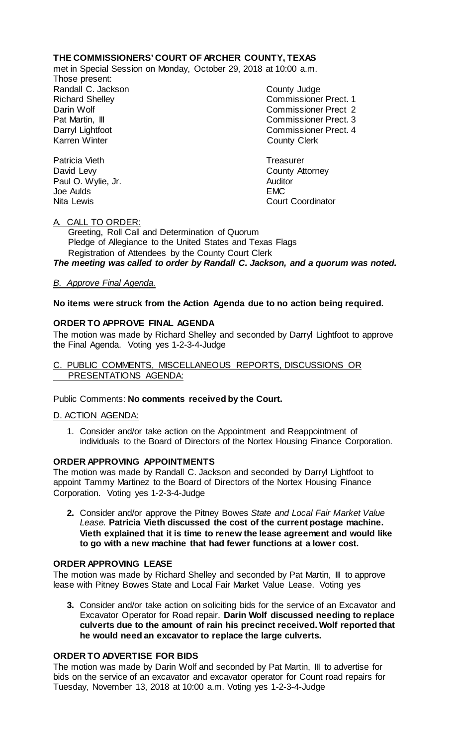**THE COMMISSIONERS' COURT OF ARCHER COUNTY, TEXAS**

met in Special Session on Monday, October 29, 2018 at 10:00 a.m.

Those present:

| | |
|---|---|
| Randall C. Jackson | County Judge |
| Richard Shelley | Commissioner Prect. 1 |
| Darin Wolf | Commissioner Prect 2 |
| Pat Martin, III | Commissioner Prect. 3 |
| Darryl Lightfoot | Commissioner Prect. 4 |
| Karren Winter | County Clerk |
| | |
| Patricia Vieth | Treasurer |
| David Levy | County Attorney |
| Paul O. Wylie, Jr. | Auditor |
| Joe Aulds | EMC |
| Nita Lewis | Court Coordinator |

A. CALL TO ORDER:

Greeting, Roll Call and Determination of Quorum
Pledge of Allegiance to the United States and Texas Flags
Registration of Attendees by the County Court Clerk

***The meeting was called to order by Randall C. Jackson, and a quorum was noted.***

*B. Approve Final Agenda.*

**No items were struck from the Action Agenda due to no action being required.**

**ORDER TO APPROVE FINAL AGENDA**

The motion was made by Richard Shelley and seconded by Darryl Lightfoot to approve the Final Agenda. Voting yes 1-2-3-4-Judge

C. PUBLIC COMMENTS, MISCELLANEOUS REPORTS, DISCUSSIONS OR PRESENTATIONS AGENDA:

Public Comments: **No comments received by the Court.**

D. ACTION AGENDA:

1. Consider and/or take action on the Appointment and Reappointment of individuals to the Board of Directors of the Nortex Housing Finance Corporation.

**ORDER APPROVING APPOINTMENTS**

The motion was made by Randall C. Jackson and seconded by Darryl Lightfoot to appoint Tammy Martinez to the Board of Directors of the Nortex Housing Finance Corporation. Voting yes 1-2-3-4-Judge

2. Consider and/or approve the Pitney Bowes *State and Local Fair Market Value Lease.* **Patricia Vieth discussed the cost of the current postage machine. Vieth explained that it is time to renew the lease agreement and would like to go with a new machine that had fewer functions at a lower cost.**

**ORDER APPROVING LEASE**

The motion was made by Richard Shelley and seconded by Pat Martin, III to approve lease with Pitney Bowes State and Local Fair Market Value Lease. Voting yes

3. Consider and/or take action on soliciting bids for the service of an Excavator and Excavator Operator for Road repair. **Darin Wolf discussed needing to replace culverts due to the amount of rain his precinct received. Wolf reported that he would need an excavator to replace the large culverts.**

**ORDER TO ADVERTISE FOR BIDS**

The motion was made by Darin Wolf and seconded by Pat Martin, III to advertise for bids on the service of an excavator and excavator operator for Count road repairs for Tuesday, November 13, 2018 at 10:00 a.m. Voting yes 1-2-3-4-Judge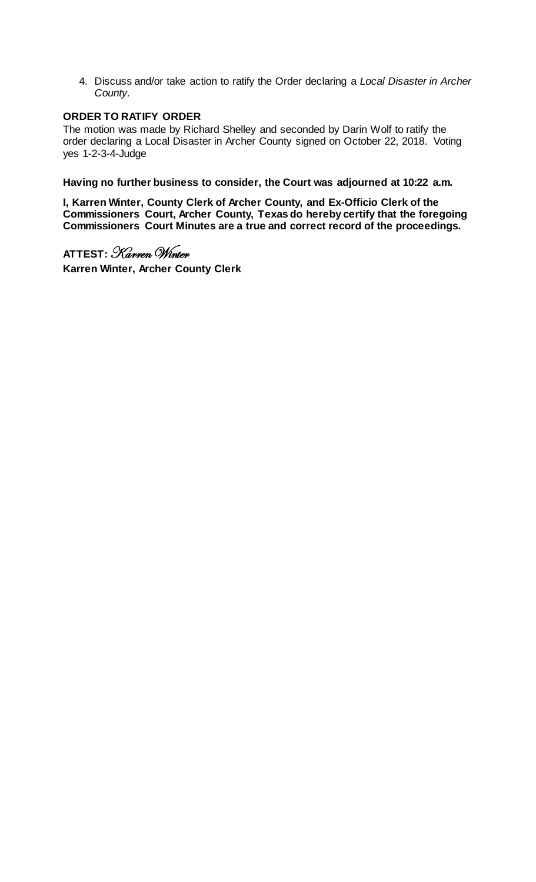4. Discuss and/or take action to ratify the Order declaring a *Local Disaster in Archer County*.

**ORDER TO RATIFY ORDER**

The motion was made by Richard Shelley and seconded by Darin Wolf to ratify the order declaring a Local Disaster in Archer County signed on October 22, 2018. Voting yes 1-2-3-4-Judge

**Having no further business to consider, the Court was adjourned at 10:22 a.m.**

**I, Karren Winter, County Clerk of Archer County, and Ex-Officio Clerk of the Commissioners Court, Archer County, Texas do hereby certify that the foregoing Commissioners Court Minutes are a true and correct record of the proceedings.**

**ATTEST:** *Karren Winter*

**Karren Winter, Archer County Clerk**